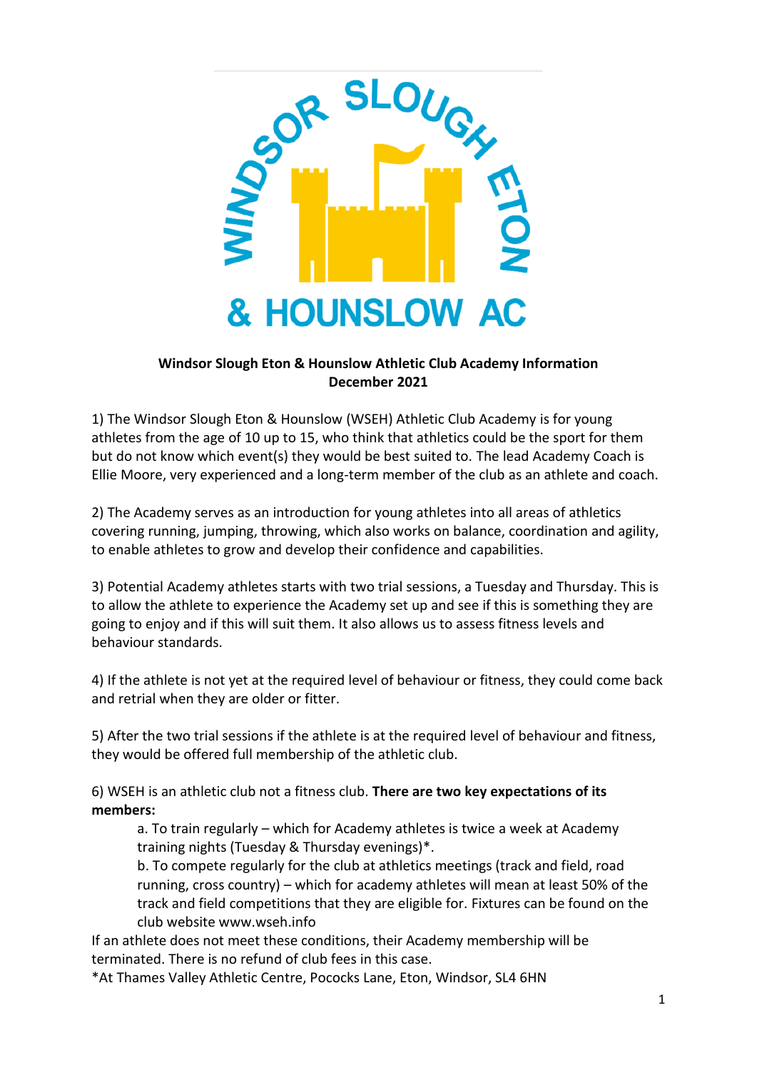**Windsor Slough Eton & Hounslow Athletic Club Academy Information**
**December 2021**

1) The Windsor Slough Eton & Hounslow (WSEH) Athletic Club Academy is for young athletes from the age of 10 up to 15, who think that athletics could be the sport for them but do not know which event(s) they would be best suited to. The lead Academy Coach is Ellie Moore, very experienced and a long-term member of the club as an athlete and coach.

2) The Academy serves as an introduction for young athletes into all areas of athletics covering running, jumping, throwing, which also works on balance, coordination and agility, to enable athletes to grow and develop their confidence and capabilities.

3) Potential Academy athletes starts with two trial sessions, a Tuesday and Thursday. This is to allow the athlete to experience the Academy set up and see if this is something they are going to enjoy and if this will suit them. It also allows us to assess fitness levels and behaviour standards.

4) If the athlete is not yet at the required level of behaviour or fitness, they could come back and retrial when they are older or fitter.

5) After the two trial sessions if the athlete is at the required level of behaviour and fitness, they would be offered full membership of the athletic club.

6) WSEH is an athletic club not a fitness club. **There are two key expectations of its members:**

- a. To train regularly – which for Academy athletes is twice a week at Academy training nights (Tuesday & Thursday evenings)*.
- b. To compete regularly for the club at athletics meetings (track and field, road running, cross country) – which for academy athletes will mean at least 50% of the track and field competitions that they are eligible for. Fixtures can be found on the club website www.wseh.info

If an athlete does not meet these conditions, their Academy membership will be terminated. There is no refund of club fees in this case.

*At Thames Valley Athletic Centre, Pococks Lane, Eton, Windsor, SL4 6HN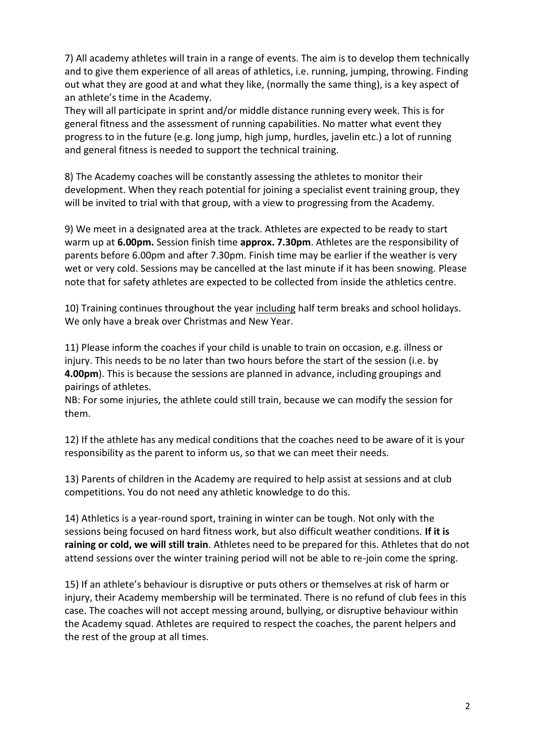7) All academy athletes will train in a range of events. The aim is to develop them technically and to give them experience of all areas of athletics, i.e. running, jumping, throwing. Finding out what they are good at and what they like, (normally the same thing), is a key aspect of an athlete's time in the Academy.
They will all participate in sprint and/or middle distance running every week. This is for general fitness and the assessment of running capabilities. No matter what event they progress to in the future (e.g. long jump, high jump, hurdles, javelin etc.) a lot of running and general fitness is needed to support the technical training.

8) The Academy coaches will be constantly assessing the athletes to monitor their development. When they reach potential for joining a specialist event training group, they will be invited to trial with that group, with a view to progressing from the Academy.

9) We meet in a designated area at the track. Athletes are expected to be ready to start warm up at **6.00pm.** Session finish time **approx. 7.30pm**. Athletes are the responsibility of parents before 6.00pm and after 7.30pm. Finish time may be earlier if the weather is very wet or very cold. Sessions may be cancelled at the last minute if it has been snowing. Please note that for safety athletes are expected to be collected from inside the athletics centre.

10) Training continues throughout the year <u>including</u> half term breaks and school holidays. We only have a break over Christmas and New Year.

11) Please inform the coaches if your child is unable to train on occasion, e.g. illness or injury. This needs to be no later than two hours before the start of the session (i.e. by **4.00pm**). This is because the sessions are planned in advance, including groupings and pairings of athletes.
NB: For some injuries, the athlete could still train, because we can modify the session for them.

12) If the athlete has any medical conditions that the coaches need to be aware of it is your responsibility as the parent to inform us, so that we can meet their needs.

13) Parents of children in the Academy are required to help assist at sessions and at club competitions. You do not need any athletic knowledge to do this.

14) Athletics is a year-round sport, training in winter can be tough. Not only with the sessions being focused on hard fitness work, but also difficult weather conditions. **If it is raining or cold, we will still train**. Athletes need to be prepared for this. Athletes that do not attend sessions over the winter training period will not be able to re-join come the spring.

15) If an athlete's behaviour is disruptive or puts others or themselves at risk of harm or injury, their Academy membership will be terminated. There is no refund of club fees in this case. The coaches will not accept messing around, bullying, or disruptive behaviour within the Academy squad. Athletes are required to respect the coaches, the parent helpers and the rest of the group at all times.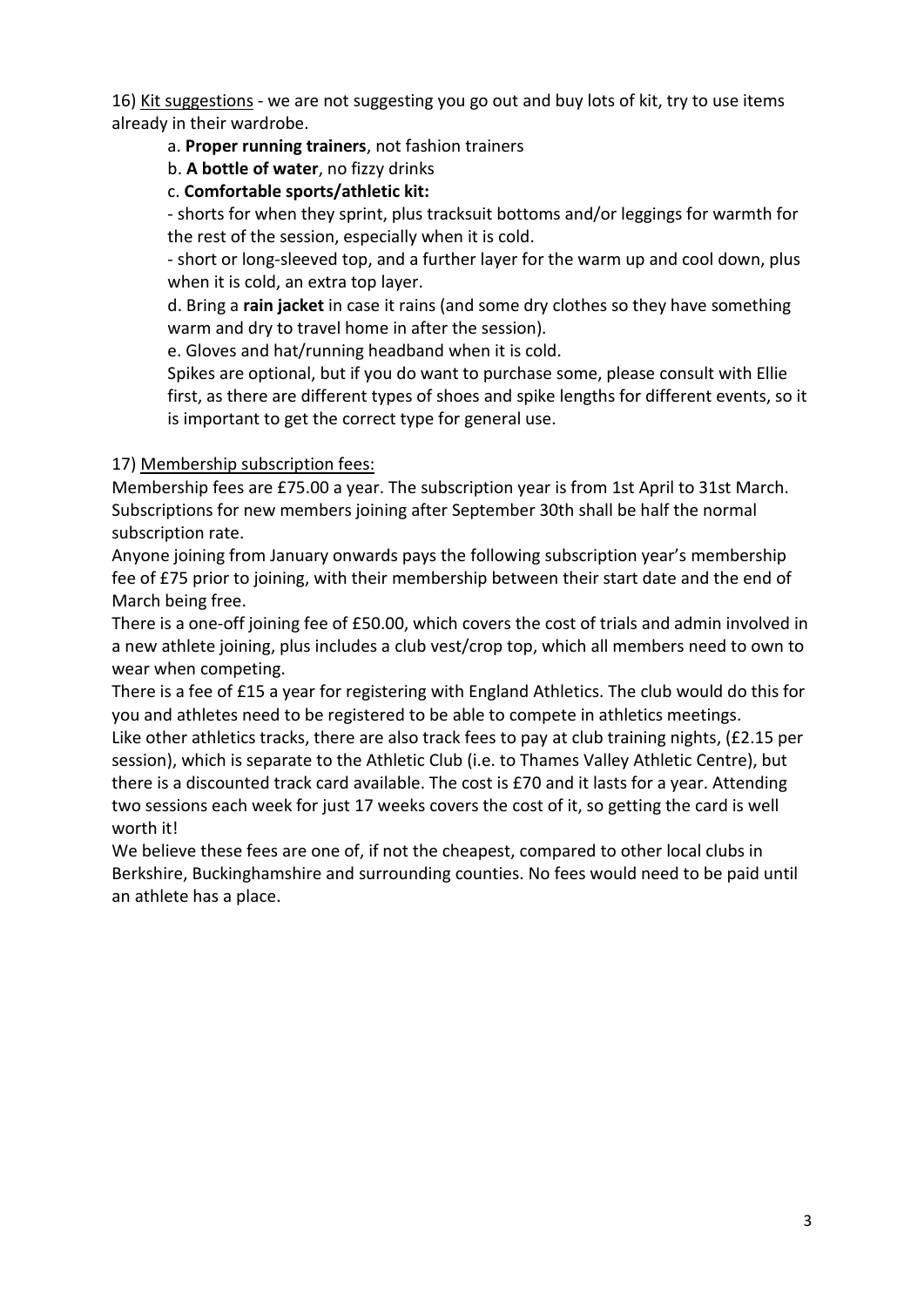16) <u>Kit suggestions</u> - we are not suggesting you go out and buy lots of kit, try to use items already in their wardrobe.

a. **Proper running trainers**, not fashion trainers

b. **A bottle of water**, no fizzy drinks

c. **Comfortable sports/athletic kit:**

- shorts for when they sprint, plus tracksuit bottoms and/or leggings for warmth for the rest of the session, especially when it is cold.
- short or long-sleeved top, and a further layer for the warm up and cool down, plus when it is cold, an extra top layer.

d. Bring a **rain jacket** in case it rains (and some dry clothes so they have something warm and dry to travel home in after the session).

e. Gloves and hat/running headband when it is cold.

Spikes are optional, but if you do want to purchase some, please consult with Ellie first, as there are different types of shoes and spike lengths for different events, so it is important to get the correct type for general use.

17) <u>Membership subscription fees:</u>

Membership fees are £75.00 a year. The subscription year is from 1st April to 31st March. Subscriptions for new members joining after September 30th shall be half the normal subscription rate.

Anyone joining from January onwards pays the following subscription year's membership fee of £75 prior to joining, with their membership between their start date and the end of March being free.

There is a one-off joining fee of £50.00, which covers the cost of trials and admin involved in a new athlete joining, plus includes a club vest/crop top, which all members need to own to wear when competing.

There is a fee of £15 a year for registering with England Athletics. The club would do this for you and athletes need to be registered to be able to compete in athletics meetings.

Like other athletics tracks, there are also track fees to pay at club training nights, (£2.15 per session), which is separate to the Athletic Club (i.e. to Thames Valley Athletic Centre), but there is a discounted track card available. The cost is £70 and it lasts for a year. Attending two sessions each week for just 17 weeks covers the cost of it, so getting the card is well worth it!

We believe these fees are one of, if not the cheapest, compared to other local clubs in Berkshire, Buckinghamshire and surrounding counties. No fees would need to be paid until an athlete has a place.